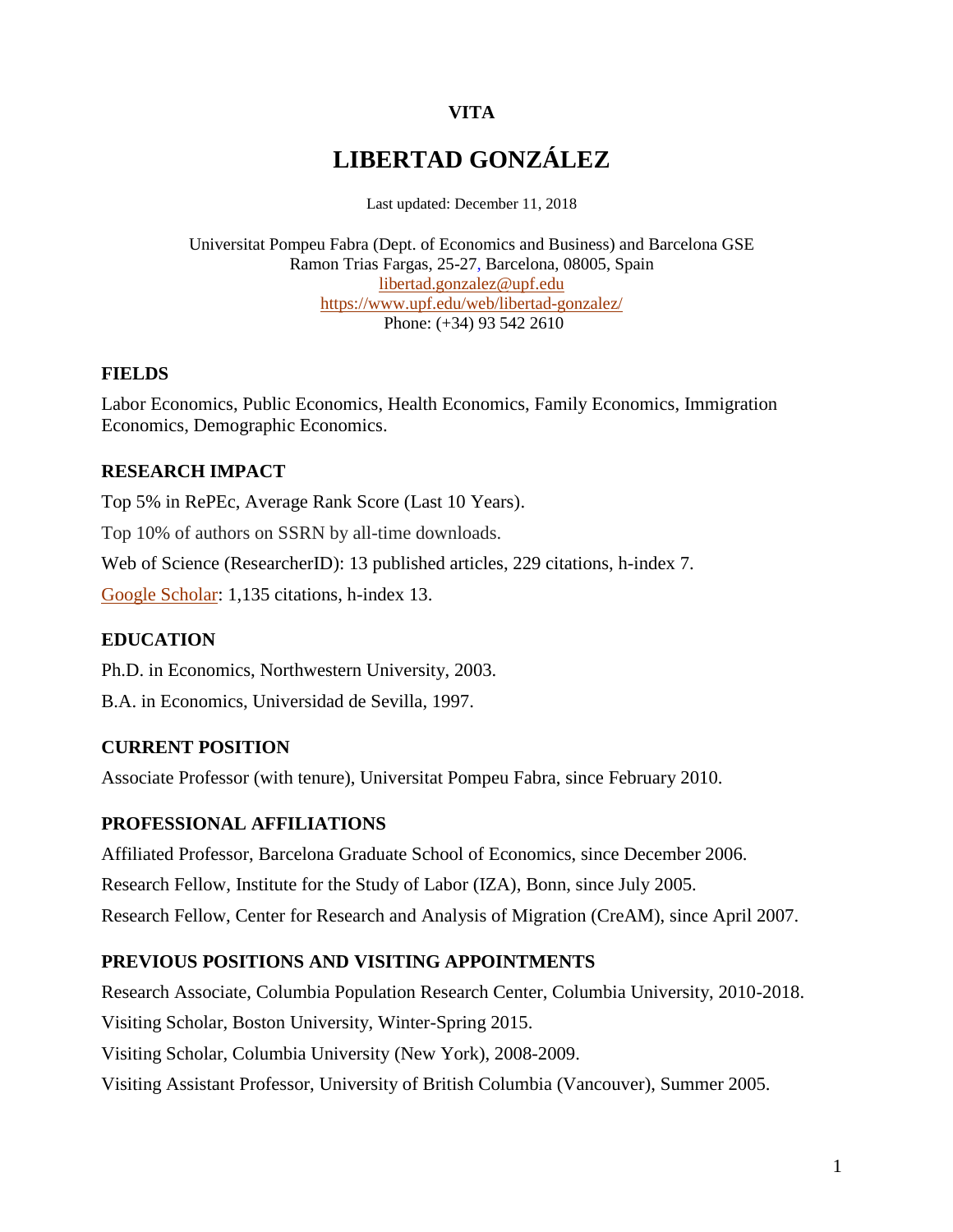**VITA**

# LIBERTAD GONZÁLEZ

Last updated: December 11, 2018

Universitat Pompeu Fabra (Dept. of Economics and Business) and Barcelona GSE
Ramon Trias Fargas, 25-27, Barcelona, 08005, Spain
libertad.gonzalez@upf.edu
https://www.upf.edu/web/libertad-gonzalez/
Phone: (+34) 93 542 2610

## FIELDS

Labor Economics, Public Economics, Health Economics, Family Economics, Immigration Economics, Demographic Economics.

## RESEARCH IMPACT

Top 5% in RePEc, Average Rank Score (Last 10 Years).

Top 10% of authors on SSRN by all-time downloads.

Web of Science (ResearcherID): 13 published articles, 229 citations, h-index 7.

Google Scholar: 1,135 citations, h-index 13.

## EDUCATION

Ph.D. in Economics, Northwestern University, 2003.

B.A. in Economics, Universidad de Sevilla, 1997.

## CURRENT POSITION

Associate Professor (with tenure), Universitat Pompeu Fabra, since February 2010.

## PROFESSIONAL AFFILIATIONS

Affiliated Professor, Barcelona Graduate School of Economics, since December 2006.

Research Fellow, Institute for the Study of Labor (IZA), Bonn, since July 2005.

Research Fellow, Center for Research and Analysis of Migration (CreAM), since April 2007.

## PREVIOUS POSITIONS AND VISITING APPOINTMENTS

Research Associate, Columbia Population Research Center, Columbia University, 2010-2018.

Visiting Scholar, Boston University, Winter-Spring 2015.

Visiting Scholar, Columbia University (New York), 2008-2009.

Visiting Assistant Professor, University of British Columbia (Vancouver), Summer 2005.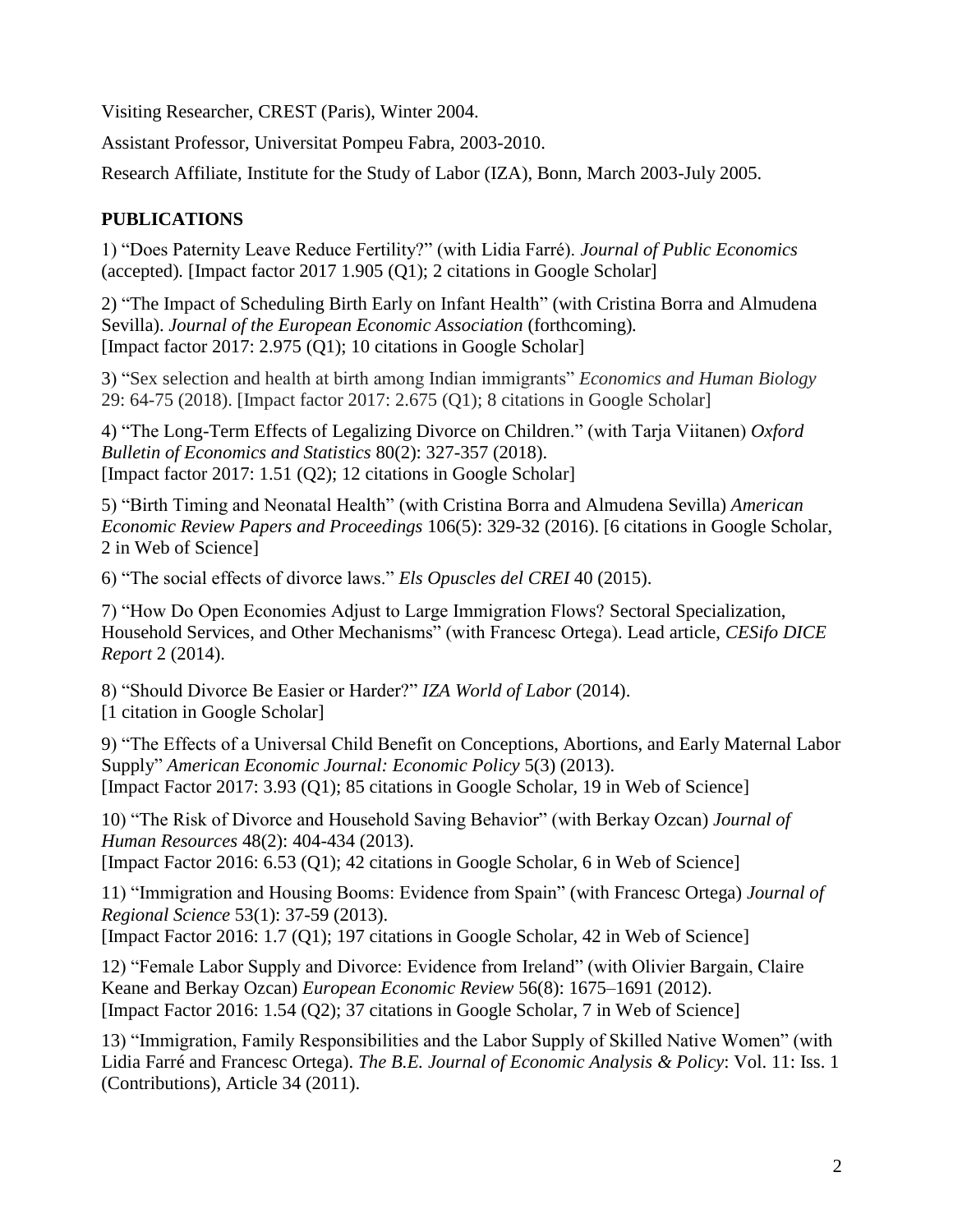Visiting Researcher, CREST (Paris), Winter 2004.

Assistant Professor, Universitat Pompeu Fabra, 2003-2010.

Research Affiliate, Institute for the Study of Labor (IZA), Bonn, March 2003-July 2005.

## PUBLICATIONS

1) "Does Paternity Leave Reduce Fertility?" (with Lidia Farré). *Journal of Public Economics* (accepted). [Impact factor 2017 1.905 (Q1); 2 citations in Google Scholar]

2) "The Impact of Scheduling Birth Early on Infant Health" (with Cristina Borra and Almudena Sevilla). *Journal of the European Economic Association* (forthcoming). [Impact factor 2017: 2.975 (Q1); 10 citations in Google Scholar]

3) "Sex selection and health at birth among Indian immigrants" *Economics and Human Biology* 29: 64-75 (2018). [Impact factor 2017: 2.675 (Q1); 8 citations in Google Scholar]

4) "The Long-Term Effects of Legalizing Divorce on Children." (with Tarja Viitanen) *Oxford Bulletin of Economics and Statistics* 80(2): 327-357 (2018). [Impact factor 2017: 1.51 (Q2); 12 citations in Google Scholar]

5) "Birth Timing and Neonatal Health" (with Cristina Borra and Almudena Sevilla) *American Economic Review Papers and Proceedings* 106(5): 329-32 (2016). [6 citations in Google Scholar, 2 in Web of Science]

6) "The social effects of divorce laws." *Els Opuscles del CREI* 40 (2015).

7) "How Do Open Economies Adjust to Large Immigration Flows? Sectoral Specialization, Household Services, and Other Mechanisms" (with Francesc Ortega). Lead article, *CESifo DICE Report* 2 (2014).

8) "Should Divorce Be Easier or Harder?" *IZA World of Labor* (2014). [1 citation in Google Scholar]

9) "The Effects of a Universal Child Benefit on Conceptions, Abortions, and Early Maternal Labor Supply" *American Economic Journal: Economic Policy* 5(3) (2013). [Impact Factor 2017: 3.93 (Q1); 85 citations in Google Scholar, 19 in Web of Science]

10) "The Risk of Divorce and Household Saving Behavior" (with Berkay Ozcan) *Journal of Human Resources* 48(2): 404-434 (2013). [Impact Factor 2016: 6.53 (Q1); 42 citations in Google Scholar, 6 in Web of Science]

11) "Immigration and Housing Booms: Evidence from Spain" (with Francesc Ortega) *Journal of Regional Science* 53(1): 37-59 (2013). [Impact Factor 2016: 1.7 (Q1); 197 citations in Google Scholar, 42 in Web of Science]

12) "Female Labor Supply and Divorce: Evidence from Ireland" (with Olivier Bargain, Claire Keane and Berkay Ozcan) *European Economic Review* 56(8): 1675–1691 (2012). [Impact Factor 2016: 1.54 (Q2); 37 citations in Google Scholar, 7 in Web of Science]

13) "Immigration, Family Responsibilities and the Labor Supply of Skilled Native Women" (with Lidia Farré and Francesc Ortega). *The B.E. Journal of Economic Analysis & Policy*: Vol. 11: Iss. 1 (Contributions), Article 34 (2011).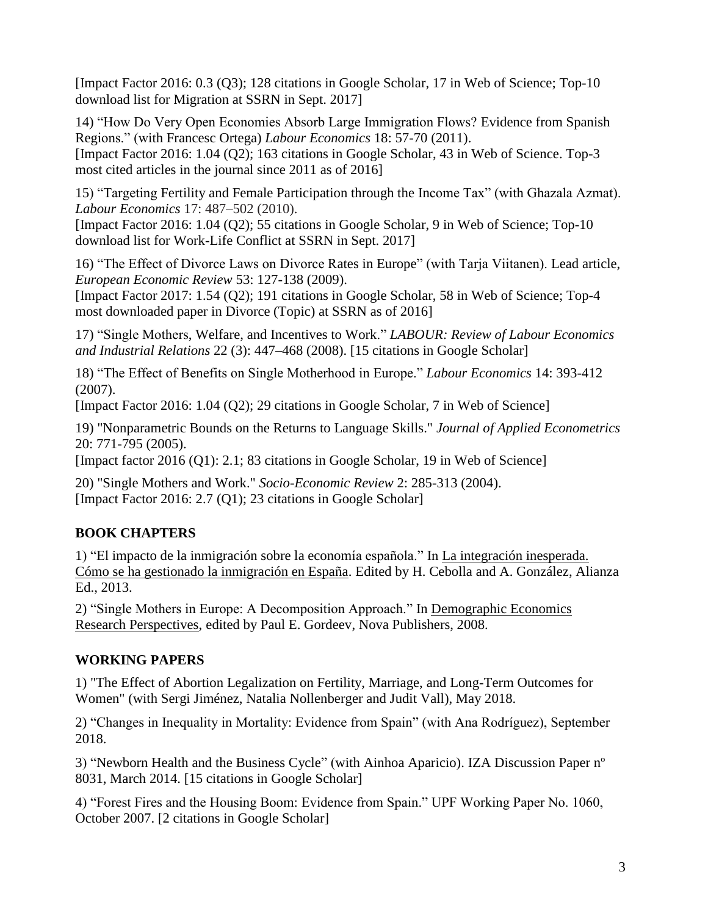[Impact Factor 2016: 0.3 (Q3); 128 citations in Google Scholar, 17 in Web of Science; Top-10 download list for Migration at SSRN in Sept. 2017]

14) "How Do Very Open Economies Absorb Large Immigration Flows? Evidence from Spanish Regions." (with Francesc Ortega) *Labour Economics* 18: 57-70 (2011).
[Impact Factor 2016: 1.04 (Q2); 163 citations in Google Scholar, 43 in Web of Science. Top-3 most cited articles in the journal since 2011 as of 2016]

15) "Targeting Fertility and Female Participation through the Income Tax" (with Ghazala Azmat). *Labour Economics* 17: 487–502 (2010).
[Impact Factor 2016: 1.04 (Q2); 55 citations in Google Scholar, 9 in Web of Science; Top-10 download list for Work-Life Conflict at SSRN in Sept. 2017]

16) "The Effect of Divorce Laws on Divorce Rates in Europe" (with Tarja Viitanen). Lead article, *European Economic Review* 53: 127-138 (2009).
[Impact Factor 2017: 1.54 (Q2); 191 citations in Google Scholar, 58 in Web of Science; Top-4 most downloaded paper in Divorce (Topic) at SSRN as of 2016]

17) "Single Mothers, Welfare, and Incentives to Work." *LABOUR: Review of Labour Economics and Industrial Relations* 22 (3): 447–468 (2008). [15 citations in Google Scholar]

18) "The Effect of Benefits on Single Motherhood in Europe." *Labour Economics* 14: 393-412 (2007).
[Impact Factor 2016: 1.04 (Q2); 29 citations in Google Scholar, 7 in Web of Science]

19) "Nonparametric Bounds on the Returns to Language Skills." *Journal of Applied Econometrics* 20: 771-795 (2005).
[Impact factor 2016 (Q1): 2.1; 83 citations in Google Scholar, 19 in Web of Science]

20) "Single Mothers and Work." *Socio-Economic Review* 2: 285-313 (2004).
[Impact Factor 2016: 2.7 (Q1); 23 citations in Google Scholar]

## BOOK CHAPTERS

1) "El impacto de la inmigración sobre la economía española." In La integración inesperada. Cómo se ha gestionado la inmigración en España. Edited by H. Cebolla and A. González, Alianza Ed., 2013.

2) "Single Mothers in Europe: A Decomposition Approach." In Demographic Economics Research Perspectives, edited by Paul E. Gordeev, Nova Publishers, 2008.

## WORKING PAPERS

1) "The Effect of Abortion Legalization on Fertility, Marriage, and Long-Term Outcomes for Women" (with Sergi Jiménez, Natalia Nollenberger and Judit Vall), May 2018.

2) "Changes in Inequality in Mortality: Evidence from Spain" (with Ana Rodríguez), September 2018.

3) "Newborn Health and the Business Cycle" (with Ainhoa Aparicio). IZA Discussion Paper nº 8031, March 2014. [15 citations in Google Scholar]

4) "Forest Fires and the Housing Boom: Evidence from Spain." UPF Working Paper No. 1060, October 2007. [2 citations in Google Scholar]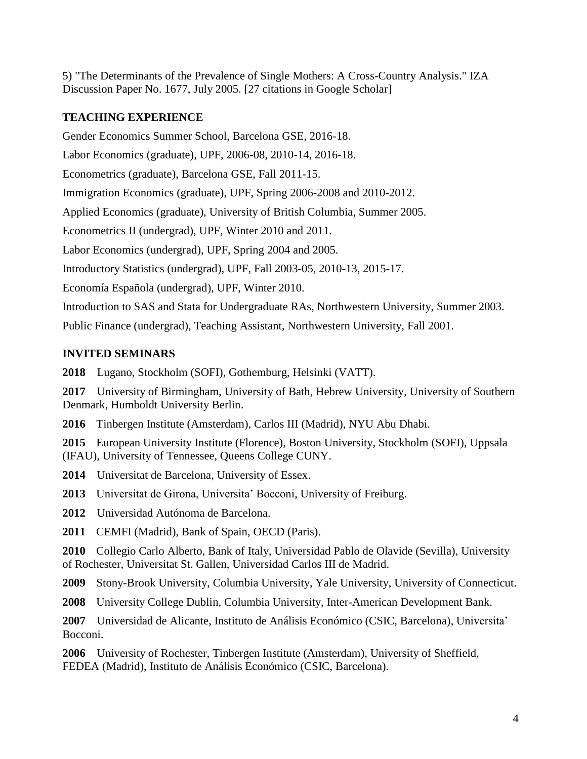5) "The Determinants of the Prevalence of Single Mothers: A Cross-Country Analysis." IZA Discussion Paper No. 1677, July 2005. [27 citations in Google Scholar]

## TEACHING EXPERIENCE

Gender Economics Summer School, Barcelona GSE, 2016-18.

Labor Economics (graduate), UPF, 2006-08, 2010-14, 2016-18.

Econometrics (graduate), Barcelona GSE, Fall 2011-15.

Immigration Economics (graduate), UPF, Spring 2006-2008 and 2010-2012.

Applied Economics (graduate), University of British Columbia, Summer 2005.

Econometrics II (undergrad), UPF, Winter 2010 and 2011.

Labor Economics (undergrad), UPF, Spring 2004 and 2005.

Introductory Statistics (undergrad), UPF, Fall 2003-05, 2010-13, 2015-17.

Economía Española (undergrad), UPF, Winter 2010.

Introduction to SAS and Stata for Undergraduate RAs, Northwestern University, Summer 2003.

Public Finance (undergrad), Teaching Assistant, Northwestern University, Fall 2001.

## INVITED SEMINARS

**2018** Lugano, Stockholm (SOFI), Gothemburg, Helsinki (VATT).

**2017** University of Birmingham, University of Bath, Hebrew University, University of Southern Denmark, Humboldt University Berlin.

**2016** Tinbergen Institute (Amsterdam), Carlos III (Madrid), NYU Abu Dhabi.

**2015** European University Institute (Florence), Boston University, Stockholm (SOFI), Uppsala (IFAU), University of Tennessee, Queens College CUNY.

**2014** Universitat de Barcelona, University of Essex.

**2013** Universitat de Girona, Universita' Bocconi, University of Freiburg.

**2012** Universidad Autónoma de Barcelona.

**2011** CEMFI (Madrid), Bank of Spain, OECD (Paris).

**2010** Collegio Carlo Alberto, Bank of Italy, Universidad Pablo de Olavide (Sevilla), University of Rochester, Universitat St. Gallen, Universidad Carlos III de Madrid.

**2009** Stony-Brook University, Columbia University, Yale University, University of Connecticut.

**2008** University College Dublin, Columbia University, Inter-American Development Bank.

**2007** Universidad de Alicante, Instituto de Análisis Económico (CSIC, Barcelona), Universita' Bocconi.

**2006** University of Rochester, Tinbergen Institute (Amsterdam), University of Sheffield, FEDEA (Madrid), Instituto de Análisis Económico (CSIC, Barcelona).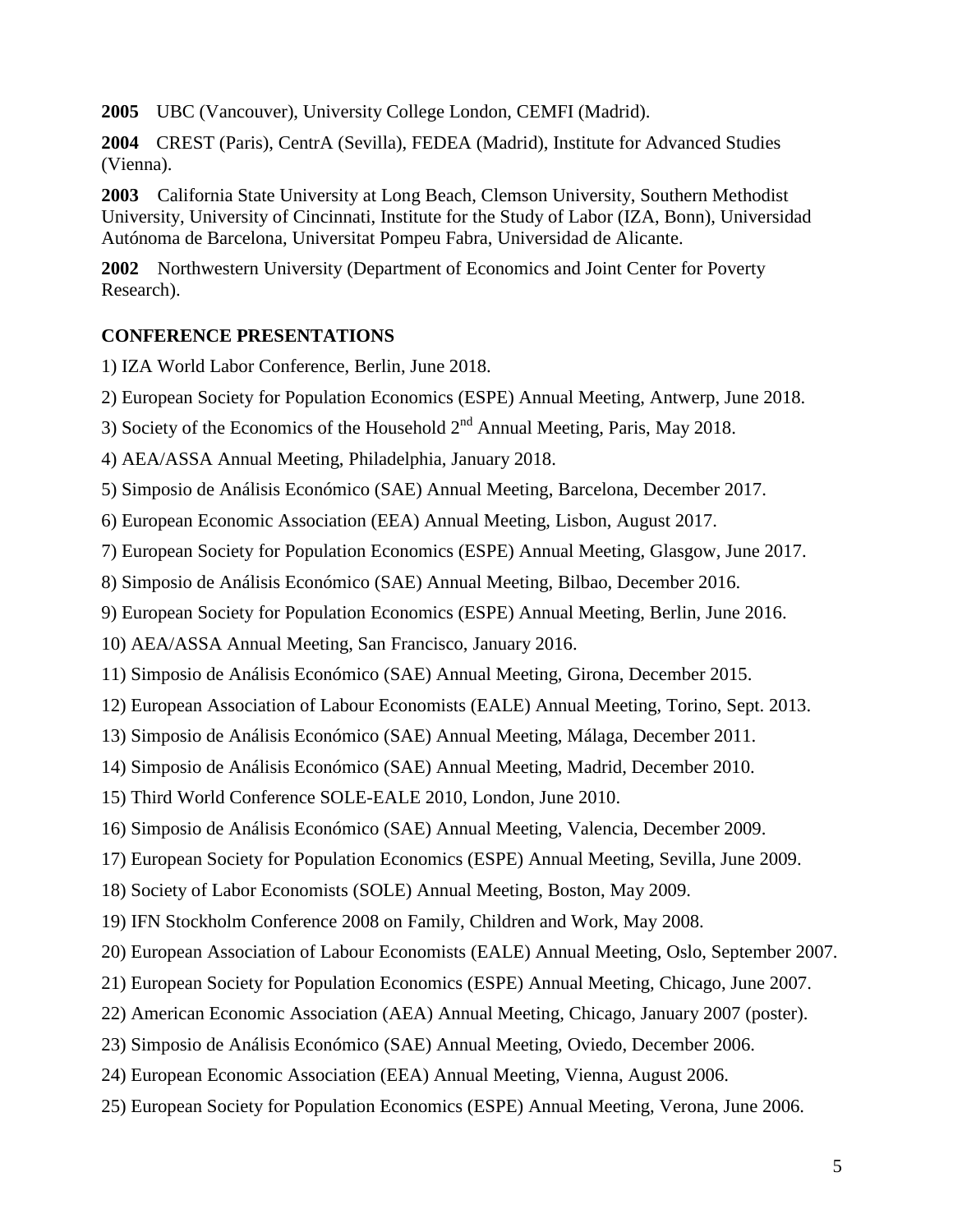**2005** UBC (Vancouver), University College London, CEMFI (Madrid).

**2004** CREST (Paris), CentrA (Sevilla), FEDEA (Madrid), Institute for Advanced Studies (Vienna).

**2003** California State University at Long Beach, Clemson University, Southern Methodist University, University of Cincinnati, Institute for the Study of Labor (IZA, Bonn), Universidad Autónoma de Barcelona, Universitat Pompeu Fabra, Universidad de Alicante.

**2002** Northwestern University (Department of Economics and Joint Center for Poverty Research).

**CONFERENCE PRESENTATIONS**

1) IZA World Labor Conference, Berlin, June 2018.

2) European Society for Population Economics (ESPE) Annual Meeting, Antwerp, June 2018.

3) Society of the Economics of the Household 2nd Annual Meeting, Paris, May 2018.

4) AEA/ASSA Annual Meeting, Philadelphia, January 2018.

5) Simposio de Análisis Económico (SAE) Annual Meeting, Barcelona, December 2017.

6) European Economic Association (EEA) Annual Meeting, Lisbon, August 2017.

7) European Society for Population Economics (ESPE) Annual Meeting, Glasgow, June 2017.

8) Simposio de Análisis Económico (SAE) Annual Meeting, Bilbao, December 2016.

9) European Society for Population Economics (ESPE) Annual Meeting, Berlin, June 2016.

10) AEA/ASSA Annual Meeting, San Francisco, January 2016.

11) Simposio de Análisis Económico (SAE) Annual Meeting, Girona, December 2015.

12) European Association of Labour Economists (EALE) Annual Meeting, Torino, Sept. 2013.

13) Simposio de Análisis Económico (SAE) Annual Meeting, Málaga, December 2011.

14) Simposio de Análisis Económico (SAE) Annual Meeting, Madrid, December 2010.

15) Third World Conference SOLE-EALE 2010, London, June 2010.

16) Simposio de Análisis Económico (SAE) Annual Meeting, Valencia, December 2009.

17) European Society for Population Economics (ESPE) Annual Meeting, Sevilla, June 2009.

18) Society of Labor Economists (SOLE) Annual Meeting, Boston, May 2009.

19) IFN Stockholm Conference 2008 on Family, Children and Work, May 2008.

20) European Association of Labour Economists (EALE) Annual Meeting, Oslo, September 2007.

21) European Society for Population Economics (ESPE) Annual Meeting, Chicago, June 2007.

22) American Economic Association (AEA) Annual Meeting, Chicago, January 2007 (poster).

23) Simposio de Análisis Económico (SAE) Annual Meeting, Oviedo, December 2006.

24) European Economic Association (EEA) Annual Meeting, Vienna, August 2006.

25) European Society for Population Economics (ESPE) Annual Meeting, Verona, June 2006.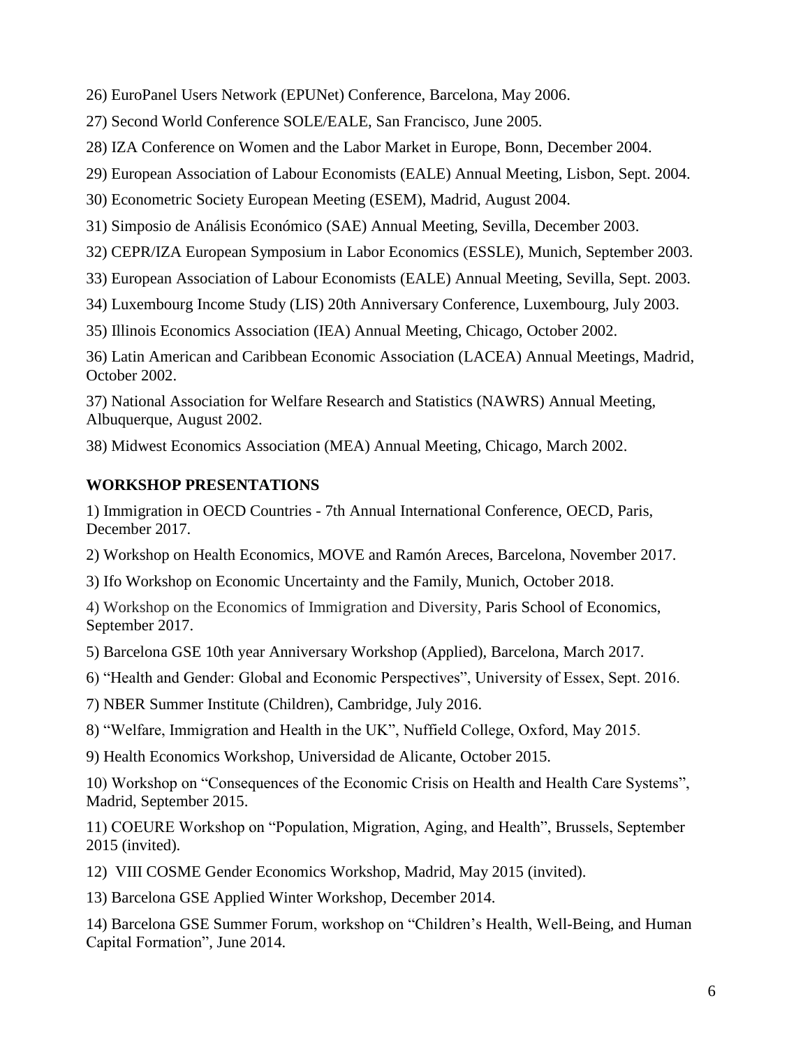26) EuroPanel Users Network (EPUNet) Conference, Barcelona, May 2006.

27) Second World Conference SOLE/EALE, San Francisco, June 2005.

28) IZA Conference on Women and the Labor Market in Europe, Bonn, December 2004.

29) European Association of Labour Economists (EALE) Annual Meeting, Lisbon, Sept. 2004.

30) Econometric Society European Meeting (ESEM), Madrid, August 2004.

31) Simposio de Análisis Económico (SAE) Annual Meeting, Sevilla, December 2003.

32) CEPR/IZA European Symposium in Labor Economics (ESSLE), Munich, September 2003.

33) European Association of Labour Economists (EALE) Annual Meeting, Sevilla, Sept. 2003.

34) Luxembourg Income Study (LIS) 20th Anniversary Conference, Luxembourg, July 2003.

35) Illinois Economics Association (IEA) Annual Meeting, Chicago, October 2002.

36) Latin American and Caribbean Economic Association (LACEA) Annual Meetings, Madrid, October 2002.

37) National Association for Welfare Research and Statistics (NAWRS) Annual Meeting, Albuquerque, August 2002.

38) Midwest Economics Association (MEA) Annual Meeting, Chicago, March 2002.

## WORKSHOP PRESENTATIONS

1) Immigration in OECD Countries - 7th Annual International Conference, OECD, Paris, December 2017.

2) Workshop on Health Economics, MOVE and Ramón Areces, Barcelona, November 2017.

3) Ifo Workshop on Economic Uncertainty and the Family, Munich, October 2018.

4) Workshop on the Economics of Immigration and Diversity, Paris School of Economics, September 2017.

5) Barcelona GSE 10th year Anniversary Workshop (Applied), Barcelona, March 2017.

6) "Health and Gender: Global and Economic Perspectives", University of Essex, Sept. 2016.

7) NBER Summer Institute (Children), Cambridge, July 2016.

8) "Welfare, Immigration and Health in the UK", Nuffield College, Oxford, May 2015.

9) Health Economics Workshop, Universidad de Alicante, October 2015.

10) Workshop on "Consequences of the Economic Crisis on Health and Health Care Systems", Madrid, September 2015.

11) COEURE Workshop on "Population, Migration, Aging, and Health", Brussels, September 2015 (invited).

12) VIII COSME Gender Economics Workshop, Madrid, May 2015 (invited).

13) Barcelona GSE Applied Winter Workshop, December 2014.

14) Barcelona GSE Summer Forum, workshop on "Children's Health, Well-Being, and Human Capital Formation", June 2014.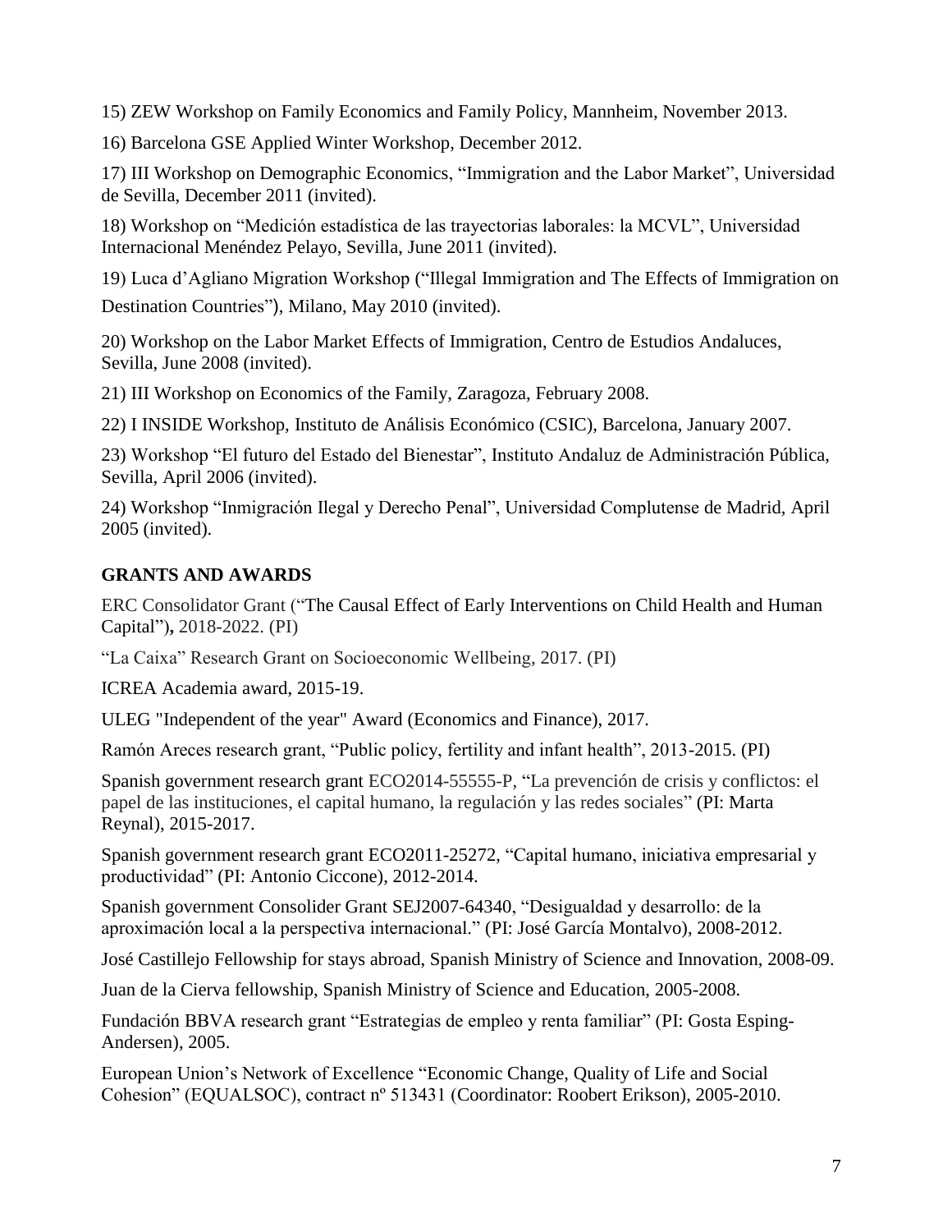15) ZEW Workshop on Family Economics and Family Policy, Mannheim, November 2013.

16) Barcelona GSE Applied Winter Workshop, December 2012.

17) III Workshop on Demographic Economics, "Immigration and the Labor Market", Universidad de Sevilla, December 2011 (invited).

18) Workshop on "Medición estadística de las trayectorias laborales: la MCVL", Universidad Internacional Menéndez Pelayo, Sevilla, June 2011 (invited).

19) Luca d'Agliano Migration Workshop ("Illegal Immigration and The Effects of Immigration on Destination Countries"), Milano, May 2010 (invited).

20) Workshop on the Labor Market Effects of Immigration, Centro de Estudios Andaluces, Sevilla, June 2008 (invited).

21) III Workshop on Economics of the Family, Zaragoza, February 2008.

22) I INSIDE Workshop, Instituto de Análisis Económico (CSIC), Barcelona, January 2007.

23) Workshop "El futuro del Estado del Bienestar", Instituto Andaluz de Administración Pública, Sevilla, April 2006 (invited).

24) Workshop "Inmigración Ilegal y Derecho Penal", Universidad Complutense de Madrid, April 2005 (invited).

## GRANTS AND AWARDS

ERC Consolidator Grant ("The Causal Effect of Early Interventions on Child Health and Human Capital"), 2018-2022. (PI)

"La Caixa" Research Grant on Socioeconomic Wellbeing, 2017. (PI)

ICREA Academia award, 2015-19.

ULEG "Independent of the year" Award (Economics and Finance), 2017.

Ramón Areces research grant, "Public policy, fertility and infant health", 2013-2015. (PI)

Spanish government research grant ECO2014-55555-P, "La prevención de crisis y conflictos: el papel de las instituciones, el capital humano, la regulación y las redes sociales" (PI: Marta Reynal), 2015-2017.

Spanish government research grant ECO2011-25272, "Capital humano, iniciativa empresarial y productividad" (PI: Antonio Ciccone), 2012-2014.

Spanish government Consolider Grant SEJ2007-64340, "Desigualdad y desarrollo: de la aproximación local a la perspectiva internacional." (PI: José García Montalvo), 2008-2012.

José Castillejo Fellowship for stays abroad, Spanish Ministry of Science and Innovation, 2008-09.

Juan de la Cierva fellowship, Spanish Ministry of Science and Education, 2005-2008.

Fundación BBVA research grant "Estrategias de empleo y renta familiar" (PI: Gosta Esping-Andersen), 2005.

European Union's Network of Excellence "Economic Change, Quality of Life and Social Cohesion" (EQUALSOC), contract nº 513431 (Coordinator: Roobert Erikson), 2005-2010.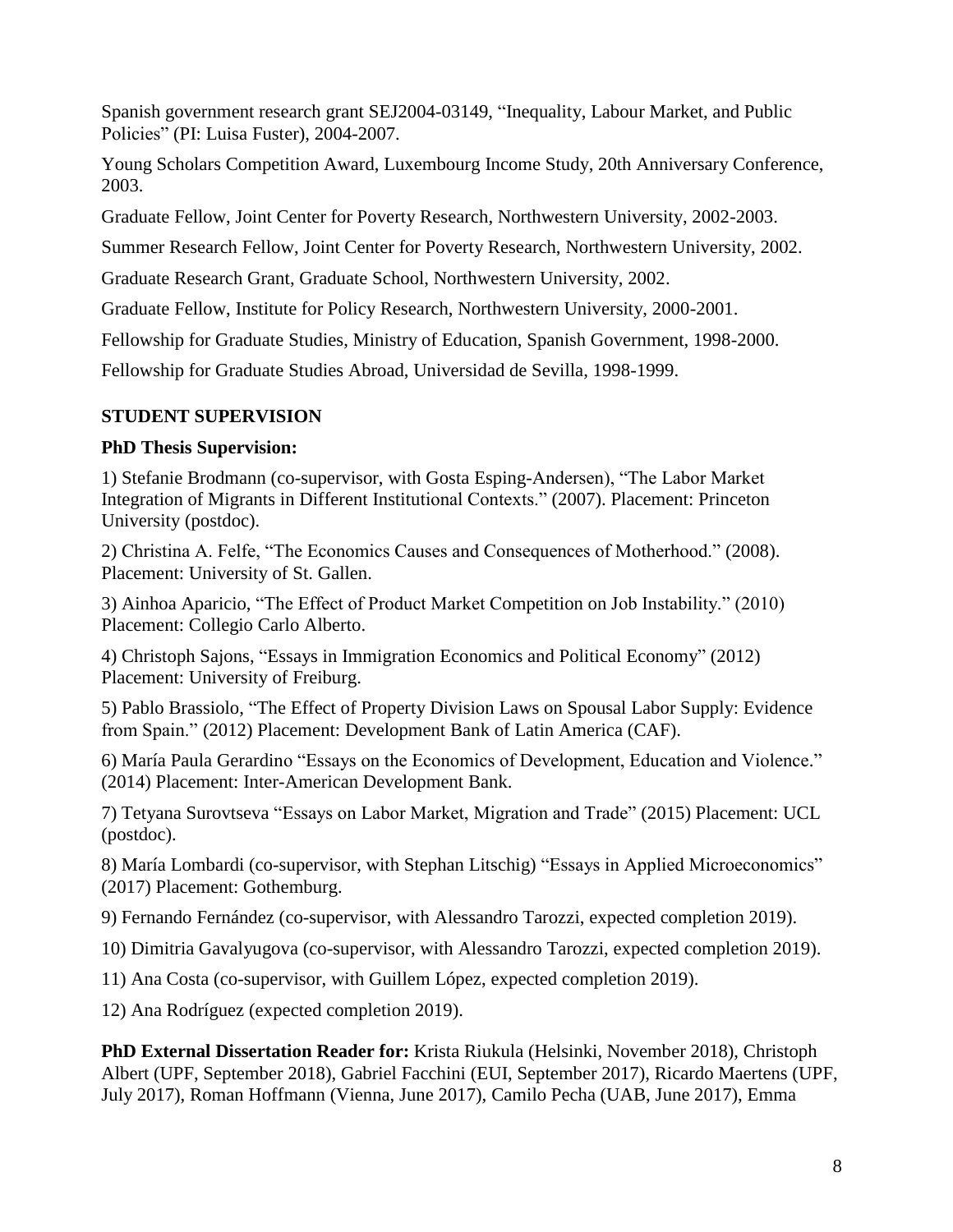Spanish government research grant SEJ2004-03149, "Inequality, Labour Market, and Public Policies" (PI: Luisa Fuster), 2004-2007.

Young Scholars Competition Award, Luxembourg Income Study, 20th Anniversary Conference, 2003.

Graduate Fellow, Joint Center for Poverty Research, Northwestern University, 2002-2003.

Summer Research Fellow, Joint Center for Poverty Research, Northwestern University, 2002.

Graduate Research Grant, Graduate School, Northwestern University, 2002.

Graduate Fellow, Institute for Policy Research, Northwestern University, 2000-2001.

Fellowship for Graduate Studies, Ministry of Education, Spanish Government, 1998-2000.

Fellowship for Graduate Studies Abroad, Universidad de Sevilla, 1998-1999.

## STUDENT SUPERVISION

### PhD Thesis Supervision:

1) Stefanie Brodmann (co-supervisor, with Gosta Esping-Andersen), "The Labor Market Integration of Migrants in Different Institutional Contexts." (2007). Placement: Princeton University (postdoc).

2) Christina A. Felfe, "The Economics Causes and Consequences of Motherhood." (2008). Placement: University of St. Gallen.

3) Ainhoa Aparicio, "The Effect of Product Market Competition on Job Instability." (2010) Placement: Collegio Carlo Alberto.

4) Christoph Sajons, "Essays in Immigration Economics and Political Economy" (2012) Placement: University of Freiburg.

5) Pablo Brassiolo, "The Effect of Property Division Laws on Spousal Labor Supply: Evidence from Spain." (2012) Placement: Development Bank of Latin America (CAF).

6) María Paula Gerardino "Essays on the Economics of Development, Education and Violence." (2014) Placement: Inter-American Development Bank.

7) Tetyana Surovtseva "Essays on Labor Market, Migration and Trade" (2015) Placement: UCL (postdoc).

8) María Lombardi (co-supervisor, with Stephan Litschig) "Essays in Applied Microeconomics" (2017) Placement: Gothemburg.

9) Fernando Fernández (co-supervisor, with Alessandro Tarozzi, expected completion 2019).

10) Dimitria Gavalyugova (co-supervisor, with Alessandro Tarozzi, expected completion 2019).

11) Ana Costa (co-supervisor, with Guillem López, expected completion 2019).

12) Ana Rodríguez (expected completion 2019).

**PhD External Dissertation Reader for:** Krista Riukula (Helsinki, November 2018), Christoph Albert (UPF, September 2018), Gabriel Facchini (EUI, September 2017), Ricardo Maertens (UPF, July 2017), Roman Hoffmann (Vienna, June 2017), Camilo Pecha (UAB, June 2017), Emma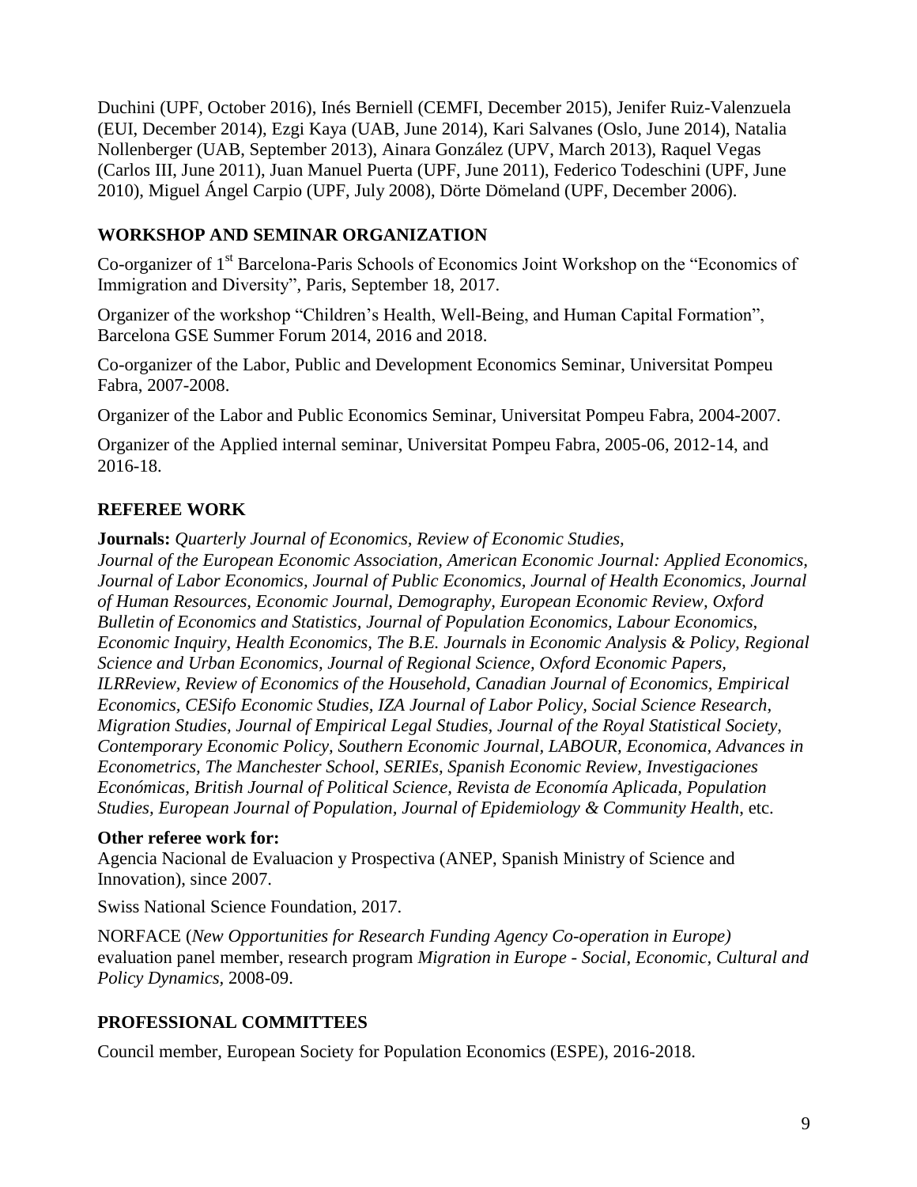Duchini (UPF, October 2016), Inés Berniell (CEMFI, December 2015), Jenifer Ruiz-Valenzuela (EUI, December 2014), Ezgi Kaya (UAB, June 2014), Kari Salvanes (Oslo, June 2014), Natalia Nollenberger (UAB, September 2013), Ainara González (UPV, March 2013), Raquel Vegas (Carlos III, June 2011), Juan Manuel Puerta (UPF, June 2011), Federico Todeschini (UPF, June 2010), Miguel Ángel Carpio (UPF, July 2008), Dörte Dömeland (UPF, December 2006).

## WORKSHOP AND SEMINAR ORGANIZATION

Co-organizer of 1st Barcelona-Paris Schools of Economics Joint Workshop on the "Economics of Immigration and Diversity", Paris, September 18, 2017.

Organizer of the workshop "Children's Health, Well-Being, and Human Capital Formation", Barcelona GSE Summer Forum 2014, 2016 and 2018.

Co-organizer of the Labor, Public and Development Economics Seminar, Universitat Pompeu Fabra, 2007-2008.

Organizer of the Labor and Public Economics Seminar, Universitat Pompeu Fabra, 2004-2007.

Organizer of the Applied internal seminar, Universitat Pompeu Fabra, 2005-06, 2012-14, and 2016-18.

## REFEREE WORK

**Journals:** *Quarterly Journal of Economics, Review of Economic Studies, Journal of the European Economic Association, American Economic Journal: Applied Economics, Journal of Labor Economics, Journal of Public Economics, Journal of Health Economics, Journal of Human Resources, Economic Journal, Demography, European Economic Review, Oxford Bulletin of Economics and Statistics, Journal of Population Economics, Labour Economics, Economic Inquiry, Health Economics, The B.E. Journals in Economic Analysis & Policy, Regional Science and Urban Economics, Journal of Regional Science, Oxford Economic Papers, ILRReview, Review of Economics of the Household, Canadian Journal of Economics, Empirical Economics, CESifo Economic Studies, IZA Journal of Labor Policy, Social Science Research, Migration Studies, Journal of Empirical Legal Studies, Journal of the Royal Statistical Society, Contemporary Economic Policy, Southern Economic Journal, LABOUR, Economica, Advances in Econometrics, The Manchester School, SERIEs, Spanish Economic Review, Investigaciones Económicas, British Journal of Political Science, Revista de Economía Aplicada, Population Studies, European Journal of Population, Journal of Epidemiology & Community Health*, etc.

**Other referee work for:**

Agencia Nacional de Evaluacion y Prospectiva (ANEP, Spanish Ministry of Science and Innovation), since 2007.

Swiss National Science Foundation, 2017.

NORFACE (*New Opportunities for Research Funding Agency Co-operation in Europe)* evaluation panel member, research program *Migration in Europe - Social, Economic, Cultural and Policy Dynamics,* 2008-09.

## PROFESSIONAL COMMITTEES

Council member, European Society for Population Economics (ESPE), 2016-2018.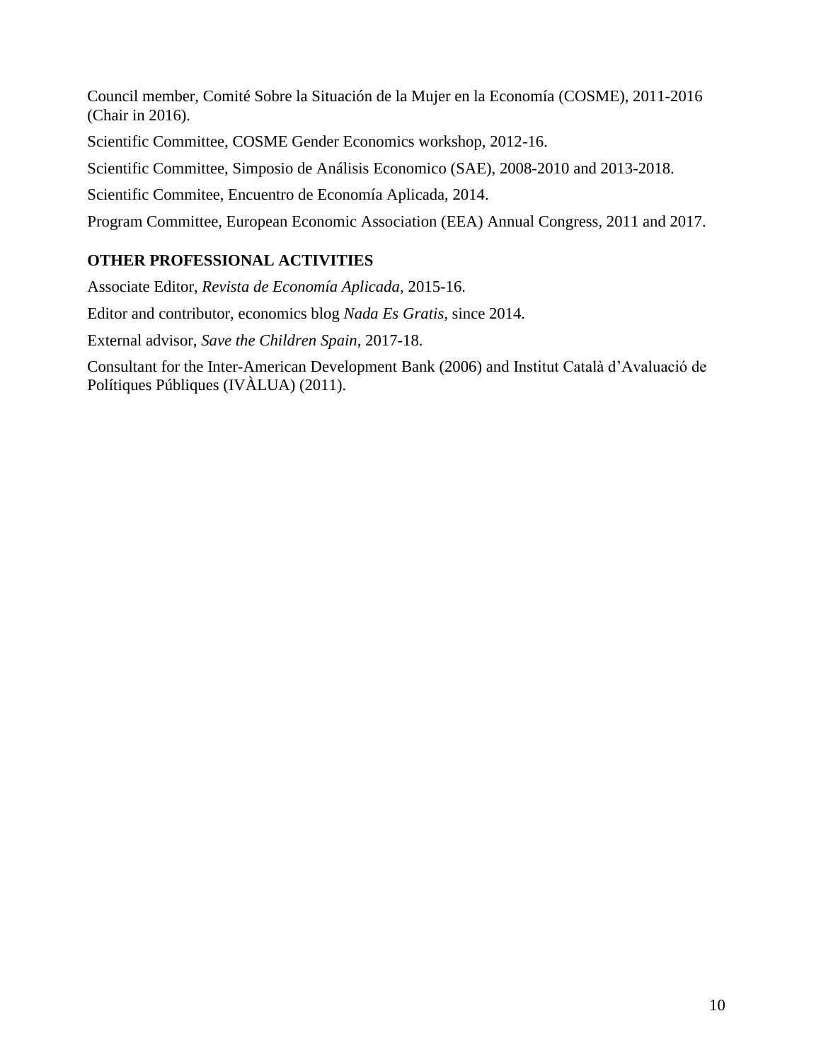Council member, Comité Sobre la Situación de la Mujer en la Economía (COSME), 2011-2016 (Chair in 2016).

Scientific Committee, COSME Gender Economics workshop, 2012-16.

Scientific Committee, Simposio de Análisis Economico (SAE), 2008-2010 and 2013-2018.

Scientific Commitee, Encuentro de Economía Aplicada, 2014.

Program Committee, European Economic Association (EEA) Annual Congress, 2011 and 2017.

## OTHER PROFESSIONAL ACTIVITIES

Associate Editor, *Revista de Economía Aplicada,* 2015-16.

Editor and contributor, economics blog *Nada Es Gratis*, since 2014.

External advisor, *Save the Children Spain*, 2017-18.

Consultant for the Inter-American Development Bank (2006) and Institut Català d'Avaluació de Polítiques Públiques (IVÀLUA) (2011).